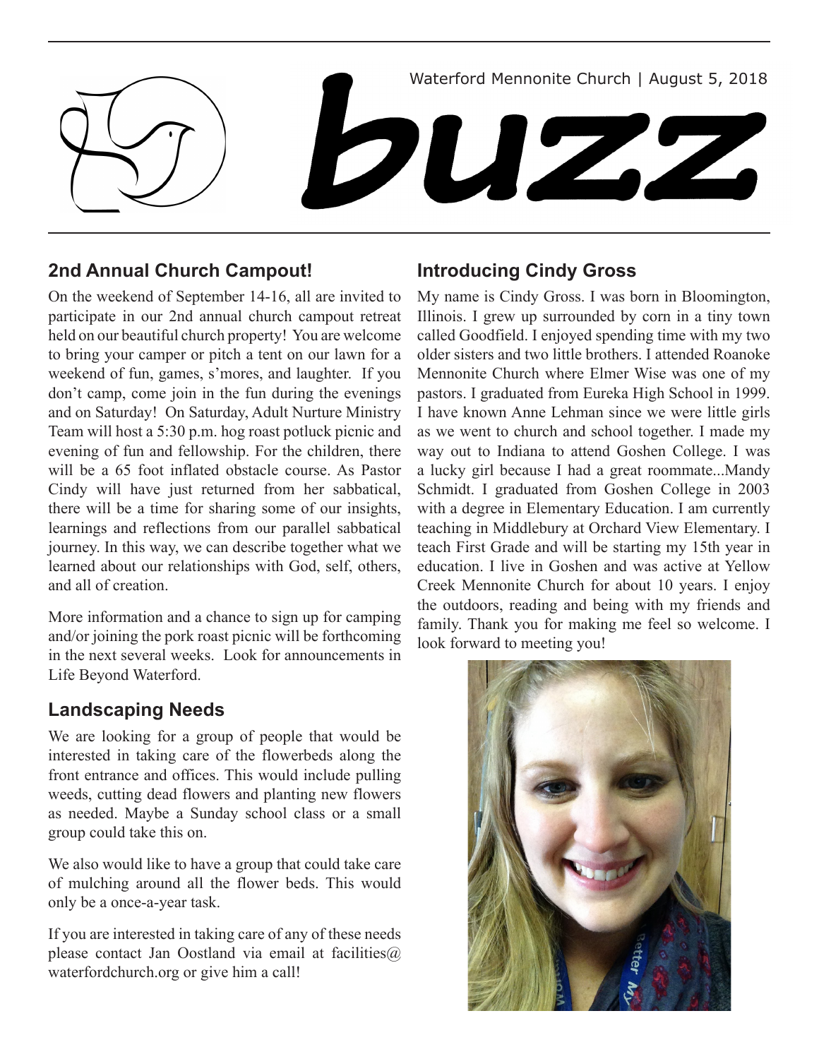Waterford Mennonite Church | August 5, 2018

# buzz

## 2nd Annual Church Campout!

On the weekend of September 14-16, all are invited to participate in our 2nd annual church campout retreat held on our beautiful church property! You are welcome to bring your camper or pitch a tent on our lawn for a weekend of fun, games, s'mores, and laughter. If you don't camp, come join in the fun during the evenings and on Saturday! On Saturday, Adult Nurture Ministry Team will host a 5:30 p.m. hog roast potluck picnic and evening of fun and fellowship. For the children, there will be a 65 foot inflated obstacle course. As Pastor Cindy will have just returned from her sabbatical, there will be a time for sharing some of our insights, learnings and reflections from our parallel sabbatical journey. In this way, we can describe together what we learned about our relationships with God, self, others, and all of creation.

More information and a chance to sign up for camping and/or joining the pork roast picnic will be forthcoming in the next several weeks. Look for announcements in Life Beyond Waterford.

## Landscaping Needs

We are looking for a group of people that would be interested in taking care of the flowerbeds along the front entrance and offices. This would include pulling weeds, cutting dead flowers and planting new flowers as needed. Maybe a Sunday school class or a small group could take this on.

We also would like to have a group that could take care of mulching around all the flower beds. This would only be a once-a-year task.

If you are interested in taking care of any of these needs please contact Jan Oostland via email at facilities@waterfordchurch.org or give him a call!

## Introducing Cindy Gross

My name is Cindy Gross. I was born in Bloomington, Illinois. I grew up surrounded by corn in a tiny town called Goodfield. I enjoyed spending time with my two older sisters and two little brothers. I attended Roanoke Mennonite Church where Elmer Wise was one of my pastors. I graduated from Eureka High School in 1999. I have known Anne Lehman since we were little girls as we went to church and school together. I made my way out to Indiana to attend Goshen College. I was a lucky girl because I had a great roommate...Mandy Schmidt. I graduated from Goshen College in 2003 with a degree in Elementary Education. I am currently teaching in Middlebury at Orchard View Elementary. I teach First Grade and will be starting my 15th year in education. I live in Goshen and was active at Yellow Creek Mennonite Church for about 10 years. I enjoy the outdoors, reading and being with my friends and family. Thank you for making me feel so welcome. I look forward to meeting you!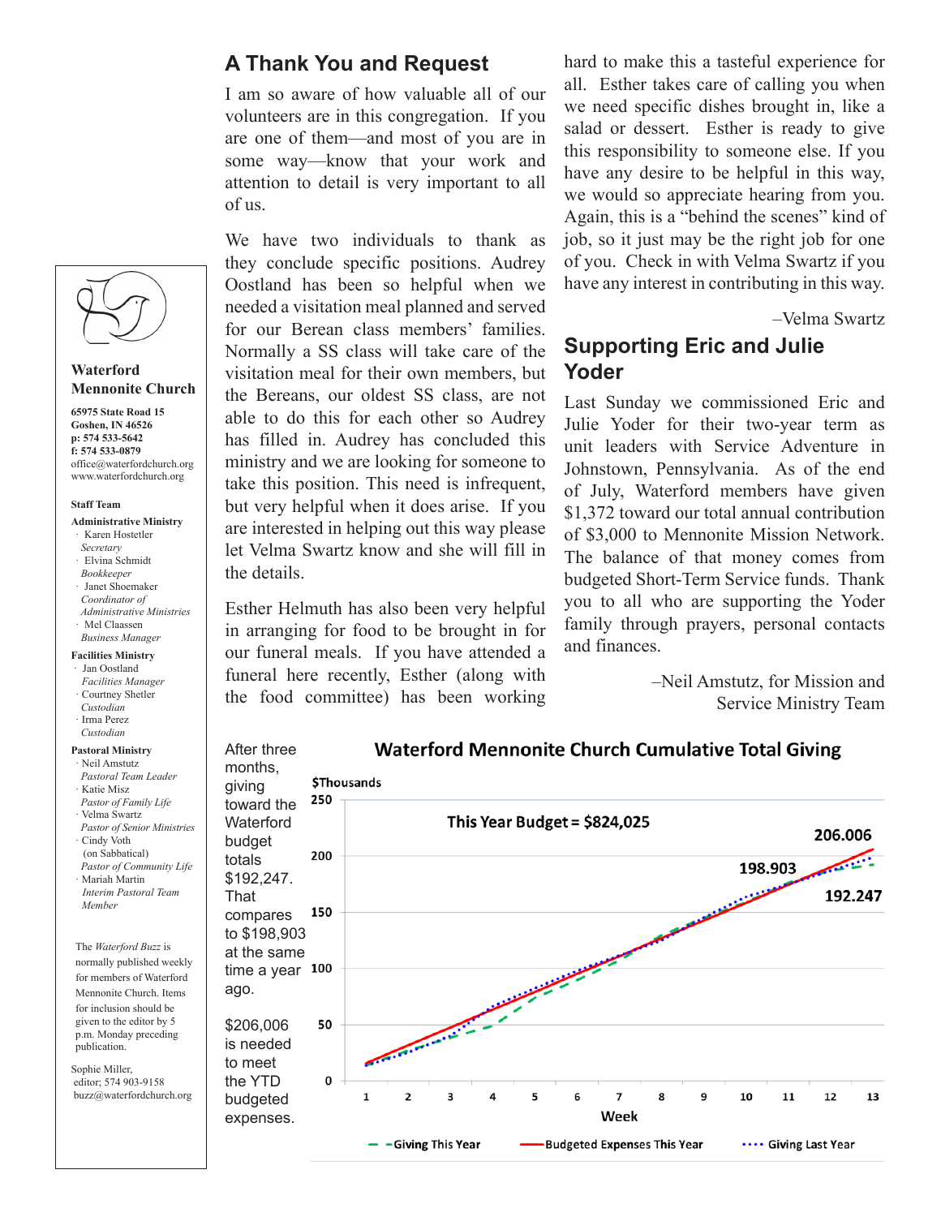## A Thank You and Request

I am so aware of how valuable all of our volunteers are in this congregation. If you are one of them—and most of you are in some way—know that your work and attention to detail is very important to all of us.

We have two individuals to thank as they conclude specific positions. Audrey Oostland has been so helpful when we needed a visitation meal planned and served for our Berean class members' families. Normally a SS class will take care of the visitation meal for their own members, but the Bereans, our oldest SS class, are not able to do this for each other so Audrey has filled in. Audrey has concluded this ministry and we are looking for someone to take this position. This need is infrequent, but very helpful when it does arise. If you are interested in helping out this way please let Velma Swartz know and she will fill in the details.

Esther Helmuth has also been very helpful in arranging for food to be brought in for our funeral meals. If you have attended a funeral here recently, Esther (along with the food committee) has been working hard to make this a tasteful experience for all. Esther takes care of calling you when we need specific dishes brought in, like a salad or dessert. Esther is ready to give this responsibility to someone else. If you have any desire to be helpful in this way, we would so appreciate hearing from you. Again, this is a "behind the scenes" kind of job, so it just may be the right job for one of you. Check in with Velma Swartz if you have any interest in contributing in this way.

–Velma Swartz

## Supporting Eric and Julie Yoder

Last Sunday we commissioned Eric and Julie Yoder for their two-year term as unit leaders with Service Adventure in Johnstown, Pennsylvania. As of the end of July, Waterford members have given $1,372 toward our total annual contribution of $3,000 to Mennonite Mission Network. The balance of that money comes from budgeted Short-Term Service funds. Thank you to all who are supporting the Yoder family through prayers, personal contacts and finances.

–Neil Amstutz, for Mission and Service Ministry Team

**Waterford Mennonite Church**

**65975 State Road 15**
**Goshen, IN 46526**
**p: 574 533-5642**
**f: 574 533-0879**
office@waterfordchurch.org
www.waterfordchurch.org

**Staff Team**

**Administrative Ministry**
- Karen Hostetler, *Secretary*
- Elvina Schmidt, *Bookkeeper*
- Janet Shoemaker, *Coordinator of Administrative Ministries*
- Mel Claassen, *Business Manager*

**Facilities Ministry**
- Jan Oostland, *Facilities Manager*
- Courtney Shetler, *Custodian*
- Irma Perez, *Custodian*

**Pastoral Ministry**
- Neil Amstutz, *Pastoral Team Leader*
- Katie Misz, *Pastor of Family Life*
- Velma Swartz, *Pastor of Senior Ministries*
- Cindy Voth (on Sabbatical), *Pastor of Community Life*
- Mariah Martin, *Interim Pastoral Team Member*

The *Waterford Buzz* is normally published weekly for members of Waterford Mennonite Church. Items for inclusion should be given to the editor by 5 p.m. Monday preceding publication.

Sophie Miller, editor; 574 903-9158
buzz@waterfordchurch.org

After three months, giving toward the Waterford budget totals $192,247. That compares to $198,903 at the same time a year ago.

$206,006 is needed to meet the YTD budgeted expenses.

**Waterford Mennonite Church Cumulative Total Giving**

$Thousands

This Year Budget = $824,025

206.006
198.903
192.247

Week

Giving This Year — Budgeted Expenses This Year — Giving Last Year